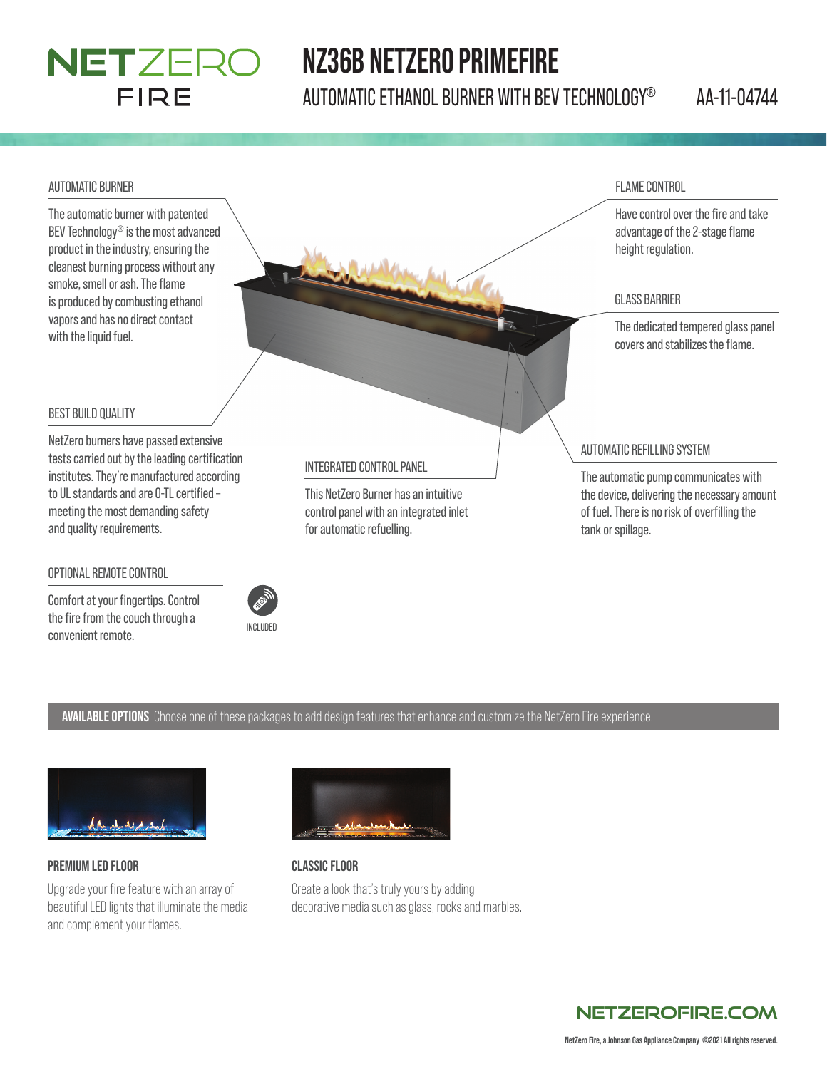# NZ36B NETZERO PRIMEFIRE

AUTOMATIC ETHANOL BURNER WITH BEV TECHNOLOGY® AA-11-04744

### AUTOMATIC BURNER

The automatic burner with patented BEV Technology® is the most advanced product in the industry, ensuring the cleanest burning process without any smoke, smell or ash. The flame is produced by combusting ethanol vapors and has no direct contact with the liquid fuel.

### BEST BUILD QUALITY

NetZero burners have passed extensive tests carried out by the leading certification institutes. They're manufactured according to UL standards and are O-TL certified – meeting the most demanding safety and quality requirements.

### OPTIONAL REMOTE CONTROL

Comfort at your fingertips. Control the fire from the couch through a convenient remote.

INCLUDED

### INTEGRATED CONTROL PANEL

This NetZero Burner has an intuitive control panel with an integrated inlet for automatic refuelling.

### FLAME CONTROL

Have control over the fire and take advantage of the 2-stage flame height regulation.

### GLASS BARRIER

The dedicated tempered glass panel covers and stabilizes the flame.

### AUTOMATIC REFILLING SYSTEM

The automatic pump communicates with the device, delivering the necessary amount of fuel. There is no risk of overfilling the tank or spillage.

**AVAILABLE OPTIONS** Choose one of these packages to add design features that enhance and customize the NetZero Fire experience.

### PREMIUM LED FLOOR

Upgrade your fire feature with an array of beautiful LED lights that illuminate the media and complement your flames.

### CLASSIC FLOOR

Create a look that's truly yours by adding decorative media such as glass, rocks and marbles.

NETZEROFIRE.COM

NetZero Fire, a Johnson Gas Appliance Company ©2021 All rights reserved.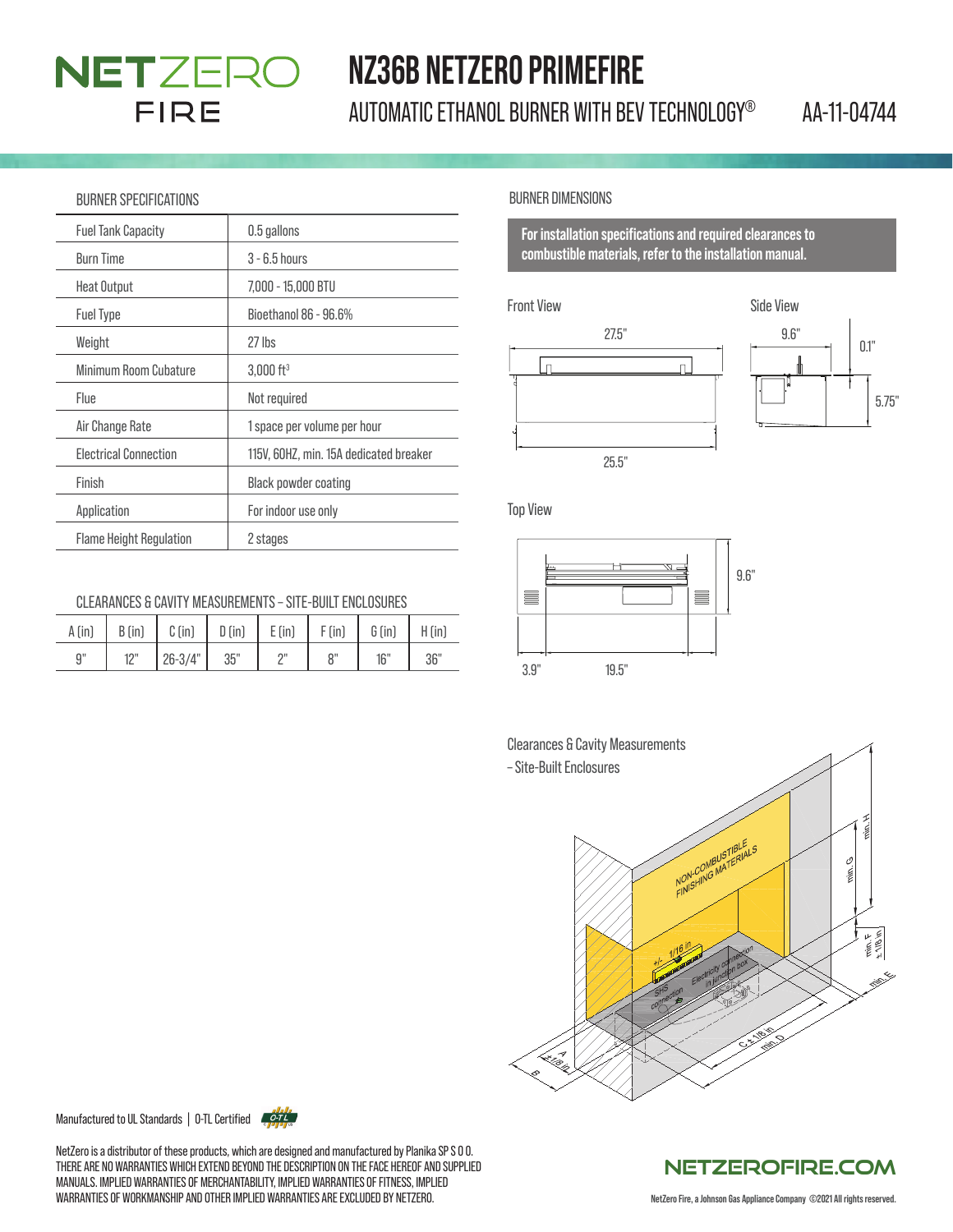# NZ36B NETZERO PRIMEFIRE

AUTOMATIC ETHANOL BURNER WITH BEV TECHNOLOGY® AA-11-04744

## BURNER SPECIFICATIONS

| | |
|---|---|
| Fuel Tank Capacity | 0.5 gallons |
| Burn Time | 3 - 6.5 hours |
| Heat Output | 7,000 - 15,000 BTU |
| Fuel Type | Bioethanol 86 - 96.6% |
| Weight | 27 lbs |
| Minimum Room Cubature | 3,000 ft³ |
| Flue | Not required |
| Air Change Rate | 1 space per volume per hour |
| Electrical Connection | 115V, 60HZ, min. 15A dedicated breaker |
| Finish | Black powder coating |
| Application | For indoor use only |
| Flame Height Regulation | 2 stages |

## CLEARANCES & CAVITY MEASUREMENTS – SITE-BUILT ENCLOSURES

| A (in) | B (in) | C (in) | D (in) | E (in) | F (in) | G (in) | H (in) |
|---|---|---|---|---|---|---|---|
| 9" | 12" | 26-3/4" | 35" | 2" | 8" | 16" | 36" |

## BURNER DIMENSIONS

**For installation specifications and required clearances to combustible materials, refer to the installation manual.**

Front View

27.5"

25.5"

Side View

9.6"

0.1"

5.75"

Top View

9.6"

3.9"

19.5"

Clearances & Cavity Measurements – Site-Built Enclosures

NON-COMBUSTIBLE FINISHING MATERIALS

+/- 1/16 in

SHS connection

Electricity connection in junction box

A ± 1/8 in

B

C ± 1/8 in

min. D

min. E

min. F ± 1/8 in

min. G

min. H

Manufactured to UL Standards | O-TL Certified

NetZero is a distributor of these products, which are designed and manufactured by Planika SP S O O. THERE ARE NO WARRANTIES WHICH EXTEND BEYOND THE DESCRIPTION ON THE FACE HEREOF AND SUPPLIED MANUALS. IMPLIED WARRANTIES OF MERCHANTABILITY, IMPLIED WARRANTIES OF FITNESS, IMPLIED WARRANTIES OF WORKMANSHIP AND OTHER IMPLIED WARRANTIES ARE EXCLUDED BY NETZERO.

NETZEROFIRE.COM

NetZero Fire, a Johnson Gas Appliance Company ©2021 All rights reserved.